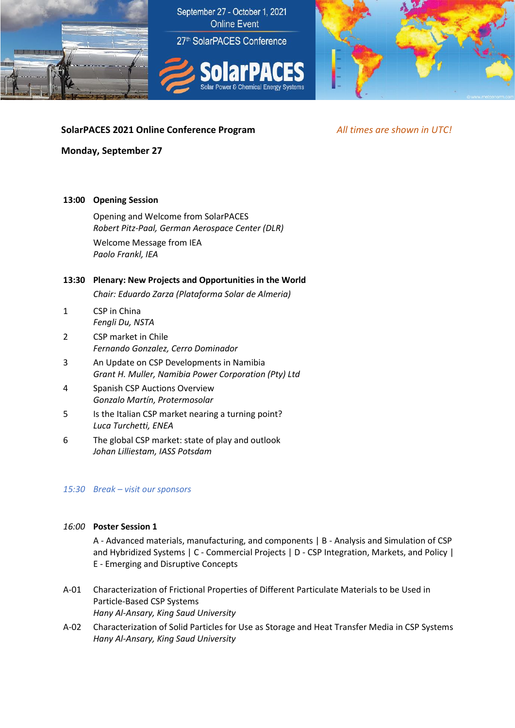September 27 - October 1, 2021
Online Event

27th SolarPACES Conference

SolarPACES
Solar Power & Chemical Energy Systems

**SolarPACES 2021 Online Conference Program**

*All times are shown in UTC!*

**Monday, September 27**

**13:00 Opening Session**

Opening and Welcome from SolarPACES
*Robert Pitz-Paal, German Aerospace Center (DLR)*

Welcome Message from IEA
*Paolo Frankl, IEA*

**13:30 Plenary: New Projects and Opportunities in the World**

*Chair: Eduardo Zarza (Plataforma Solar de Almeria)*

1 CSP in China
*Fengli Du, NSTA*

2 CSP market in Chile
*Fernando Gonzalez, Cerro Dominador*

3 An Update on CSP Developments in Namibia
*Grant H. Muller, Namibia Power Corporation (Pty) Ltd*

4 Spanish CSP Auctions Overview
*Gonzalo Martín, Protermosolar*

5 Is the Italian CSP market nearing a turning point?
*Luca Turchetti, ENEA*

6 The global CSP market: state of play and outlook
*Johan Lilliestam, IASS Potsdam*

*15:30 Break – visit our sponsors*

*16:00* **Poster Session 1**

A - Advanced materials, manufacturing, and components | B - Analysis and Simulation of CSP and Hybridized Systems | C - Commercial Projects | D - CSP Integration, Markets, and Policy | E - Emerging and Disruptive Concepts

A-01 Characterization of Frictional Properties of Different Particulate Materials to be Used in Particle-Based CSP Systems
*Hany Al-Ansary, King Saud University*

A-02 Characterization of Solid Particles for Use as Storage and Heat Transfer Media in CSP Systems
*Hany Al-Ansary, King Saud University*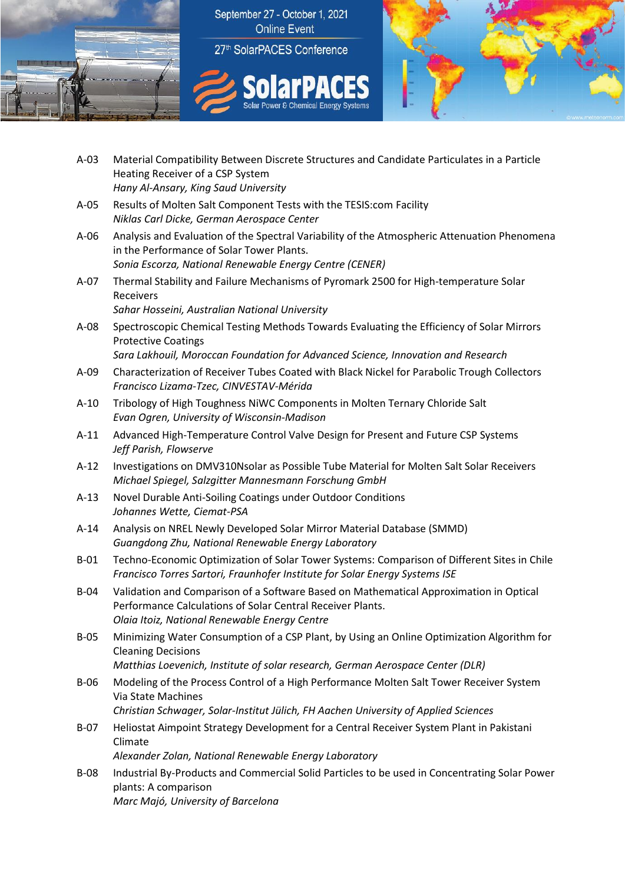A-03 Material Compatibility Between Discrete Structures and Candidate Particulates in a Particle Heating Receiver of a CSP System
*Hany Al-Ansary, King Saud University*

A-05 Results of Molten Salt Component Tests with the TESIS:com Facility
*Niklas Carl Dicke, German Aerospace Center*

A-06 Analysis and Evaluation of the Spectral Variability of the Atmospheric Attenuation Phenomena in the Performance of Solar Tower Plants.
*Sonia Escorza, National Renewable Energy Centre (CENER)*

A-07 Thermal Stability and Failure Mechanisms of Pyromark 2500 for High-temperature Solar Receivers
*Sahar Hosseini, Australian National University*

A-08 Spectroscopic Chemical Testing Methods Towards Evaluating the Efficiency of Solar Mirrors Protective Coatings
*Sara Lakhouil, Moroccan Foundation for Advanced Science, Innovation and Research*

A-09 Characterization of Receiver Tubes Coated with Black Nickel for Parabolic Trough Collectors
*Francisco Lizama-Tzec, CINVESTAV-Mérida*

A-10 Tribology of High Toughness NiWC Components in Molten Ternary Chloride Salt
*Evan Ogren, University of Wisconsin-Madison*

A-11 Advanced High-Temperature Control Valve Design for Present and Future CSP Systems
*Jeff Parish, Flowserve*

A-12 Investigations on DMV310Nsolar as Possible Tube Material for Molten Salt Solar Receivers
*Michael Spiegel, Salzgitter Mannesmann Forschung GmbH*

A-13 Novel Durable Anti-Soiling Coatings under Outdoor Conditions
*Johannes Wette, Ciemat-PSA*

A-14 Analysis on NREL Newly Developed Solar Mirror Material Database (SMMD)
*Guangdong Zhu, National Renewable Energy Laboratory*

B-01 Techno-Economic Optimization of Solar Tower Systems: Comparison of Different Sites in Chile
*Francisco Torres Sartori, Fraunhofer Institute for Solar Energy Systems ISE*

B-04 Validation and Comparison of a Software Based on Mathematical Approximation in Optical Performance Calculations of Solar Central Receiver Plants.
*Olaia Itoiz, National Renewable Energy Centre*

B-05 Minimizing Water Consumption of a CSP Plant, by Using an Online Optimization Algorithm for Cleaning Decisions
*Matthias Loevenich, Institute of solar research, German Aerospace Center (DLR)*

B-06 Modeling of the Process Control of a High Performance Molten Salt Tower Receiver System Via State Machines
*Christian Schwager, Solar-Institut Jülich, FH Aachen University of Applied Sciences*

B-07 Heliostat Aimpoint Strategy Development for a Central Receiver System Plant in Pakistani Climate
*Alexander Zolan, National Renewable Energy Laboratory*

B-08 Industrial By-Products and Commercial Solid Particles to be used in Concentrating Solar Power plants: A comparison
*Marc Majó, University of Barcelona*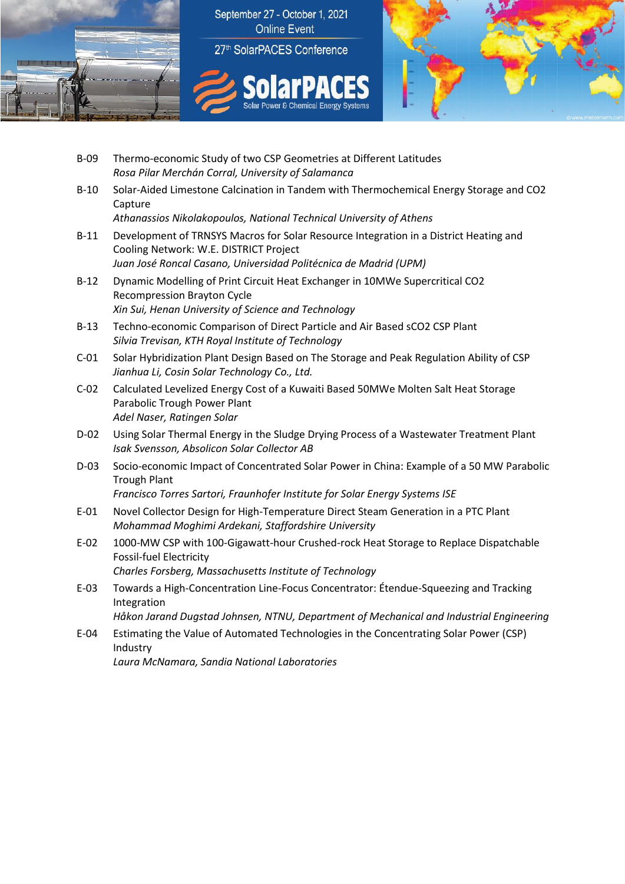B-09 Thermo-economic Study of two CSP Geometries at Different Latitudes
*Rosa Pilar Merchán Corral, University of Salamanca*

B-10 Solar-Aided Limestone Calcination in Tandem with Thermochemical Energy Storage and CO2 Capture
*Athanassios Nikolakopoulos, National Technical University of Athens*

B-11 Development of TRNSYS Macros for Solar Resource Integration in a District Heating and Cooling Network: W.E. DISTRICT Project
*Juan José Roncal Casano, Universidad Politécnica de Madrid (UPM)*

B-12 Dynamic Modelling of Print Circuit Heat Exchanger in 10MWe Supercritical CO2 Recompression Brayton Cycle
*Xin Sui, Henan University of Science and Technology*

B-13 Techno-economic Comparison of Direct Particle and Air Based sCO2 CSP Plant
*Silvia Trevisan, KTH Royal Institute of Technology*

C-01 Solar Hybridization Plant Design Based on The Storage and Peak Regulation Ability of CSP
*Jianhua Li, Cosin Solar Technology Co., Ltd.*

C-02 Calculated Levelized Energy Cost of a Kuwaiti Based 50MWe Molten Salt Heat Storage Parabolic Trough Power Plant
*Adel Naser, Ratingen Solar*

D-02 Using Solar Thermal Energy in the Sludge Drying Process of a Wastewater Treatment Plant
*Isak Svensson, Absolicon Solar Collector AB*

D-03 Socio-economic Impact of Concentrated Solar Power in China: Example of a 50 MW Parabolic Trough Plant
*Francisco Torres Sartori, Fraunhofer Institute for Solar Energy Systems ISE*

E-01 Novel Collector Design for High-Temperature Direct Steam Generation in a PTC Plant
*Mohammad Moghimi Ardekani, Staffordshire University*

E-02 1000-MW CSP with 100-Gigawatt-hour Crushed-rock Heat Storage to Replace Dispatchable Fossil-fuel Electricity
*Charles Forsberg, Massachusetts Institute of Technology*

E-03 Towards a High-Concentration Line-Focus Concentrator: Étendue-Squeezing and Tracking Integration
*Håkon Jarand Dugstad Johnsen, NTNU, Department of Mechanical and Industrial Engineering*

E-04 Estimating the Value of Automated Technologies in the Concentrating Solar Power (CSP) Industry
*Laura McNamara, Sandia National Laboratories*